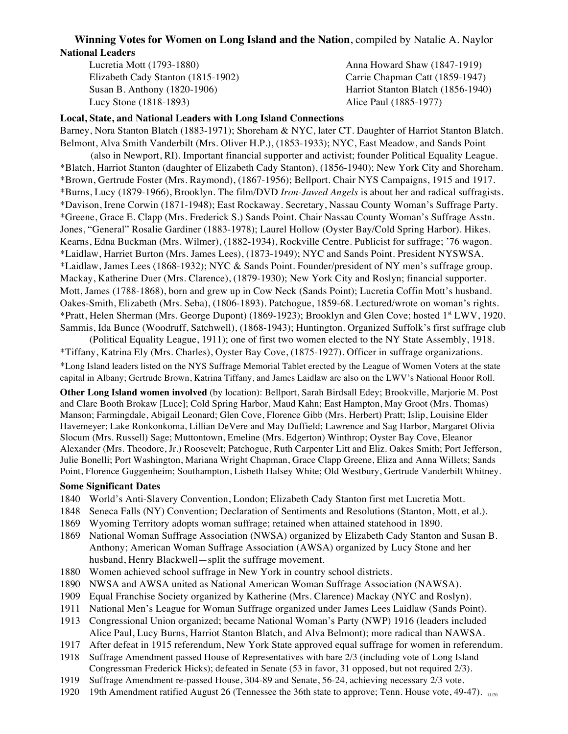# **Winning Votes for Women on Long Island and the Nation**, compiled by Natalie A. Naylor

## National Leaders

Lucretia Mott (1793-1880)
Elizabeth Cady Stanton (1815-1902)
Susan B. Anthony (1820-1906)
Lucy Stone (1818-1893)
Anna Howard Shaw (1847-1919)
Carrie Chapman Catt (1859-1947)
Harriot Stanton Blatch (1856-1940)
Alice Paul (1885-1977)

## Local, State, and National Leaders with Long Island Connections

Barney, Nora Stanton Blatch (1883-1971); Shoreham & NYC, later CT. Daughter of Harriot Stanton Blatch.
Belmont, Alva Smith Vanderbilt (Mrs. Oliver H.P.), (1853-1933); NYC, East Meadow, and Sands Point (also in Newport, RI). Important financial supporter and activist; founder Political Equality League.
*Blatch, Harriot Stanton (daughter of Elizabeth Cady Stanton), (1856-1940); New York City and Shoreham.
*Brown, Gertrude Foster (Mrs. Raymond), (1867-1956); Bellport. Chair NYS Campaigns, 1915 and 1917.
*Burns, Lucy (1879-1966), Brooklyn. The film/DVD *Iron-Jawed Angels* is about her and radical suffragists.
*Davison, Irene Corwin (1871-1948); East Rockaway. Secretary, Nassau County Woman's Suffrage Party.
*Greene, Grace E. Clapp (Mrs. Frederick S.) Sands Point. Chair Nassau County Woman's Suffrage Asstn.
Jones, "General" Rosalie Gardiner (1883-1978); Laurel Hollow (Oyster Bay/Cold Spring Harbor). Hikes.
Kearns, Edna Buckman (Mrs. Wilmer), (1882-1934), Rockville Centre. Publicist for suffrage; '76 wagon.
*Laidlaw, Harriet Burton (Mrs. James Lees), (1873-1949); NYC and Sands Point. President NYSWSA.
*Laidlaw, James Lees (1868-1932); NYC & Sands Point. Founder/president of NY men's suffrage group.
Mackay, Katherine Duer (Mrs. Clarence), (1879-1930); New York City and Roslyn; financial supporter.
Mott, James (1788-1868), born and grew up in Cow Neck (Sands Point); Lucretia Coffin Mott's husband.
Oakes-Smith, Elizabeth (Mrs. Seba), (1806-1893). Patchogue, 1859-68. Lectured/wrote on woman's rights.
*Pratt, Helen Sherman (Mrs. George Dupont) (1869-1923); Brooklyn and Glen Cove; hosted 1st LWV, 1920.
Sammis, Ida Bunce (Woodruff, Satchwell), (1868-1943); Huntington. Organized Suffolk's first suffrage club (Political Equality League, 1911); one of first two women elected to the NY State Assembly, 1918.
*Tiffany, Katrina Ely (Mrs. Charles), Oyster Bay Cove, (1875-1927). Officer in suffrage organizations.

*Long Island leaders listed on the NYS Suffrage Memorial Tablet erected by the League of Women Voters at the state capital in Albany; Gertrude Brown, Katrina Tiffany, and James Laidlaw are also on the LWV's National Honor Roll.

**Other Long Island women involved** (by location): Bellport, Sarah Birdsall Edey; Brookville, Marjorie M. Post and Clare Booth Brokaw [Luce]; Cold Spring Harbor, Maud Kahn; East Hampton, May Groot (Mrs. Thomas) Manson; Farmingdale, Abigail Leonard; Glen Cove, Florence Gibb (Mrs. Herbert) Pratt; Islip, Louisine Elder Havemeyer; Lake Ronkonkoma, Lillian DeVere and May Duffield; Lawrence and Sag Harbor, Margaret Olivia Slocum (Mrs. Russell) Sage; Muttontown, Emeline (Mrs. Edgerton) Winthrop; Oyster Bay Cove, Eleanor Alexander (Mrs. Theodore, Jr.) Roosevelt; Patchogue, Ruth Carpenter Litt and Eliz. Oakes Smith; Port Jefferson, Julie Bonelli; Port Washington, Mariana Wright Chapman, Grace Clapp Greene, Eliza and Anna Willets; Sands Point, Florence Guggenheim; Southampton, Lisbeth Halsey White; Old Westbury, Gertrude Vanderbilt Whitney.

## Some Significant Dates

- 1840 World's Anti-Slavery Convention, London; Elizabeth Cady Stanton first met Lucretia Mott.
- 1848 Seneca Falls (NY) Convention; Declaration of Sentiments and Resolutions (Stanton, Mott, et al.).
- 1869 Wyoming Territory adopts woman suffrage; retained when attained statehood in 1890.
- 1869 National Woman Suffrage Association (NWSA) organized by Elizabeth Cady Stanton and Susan B. Anthony; American Woman Suffrage Association (AWSA) organized by Lucy Stone and her husband, Henry Blackwell—split the suffrage movement.
- 1880 Women achieved school suffrage in New York in country school districts.
- 1890 NWSA and AWSA united as National American Woman Suffrage Association (NAWSA).
- 1909 Equal Franchise Society organized by Katherine (Mrs. Clarence) Mackay (NYC and Roslyn).
- 1911 National Men's League for Woman Suffrage organized under James Lees Laidlaw (Sands Point).
- 1913 Congressional Union organized; became National Woman's Party (NWP) 1916 (leaders included Alice Paul, Lucy Burns, Harriot Stanton Blatch, and Alva Belmont); more radical than NAWSA.
- 1917 After defeat in 1915 referendum, New York State approved equal suffrage for women in referendum.
- 1918 Suffrage Amendment passed House of Representatives with bare 2/3 (including vote of Long Island Congressman Frederick Hicks); defeated in Senate (53 in favor, 31 opposed, but not required 2/3).
- 1919 Suffrage Amendment re-passed House, 304-89 and Senate, 56-24, achieving necessary 2/3 vote.
- 1920 19th Amendment ratified August 26 (Tennessee the 36th state to approve; Tenn. House vote, 49-47).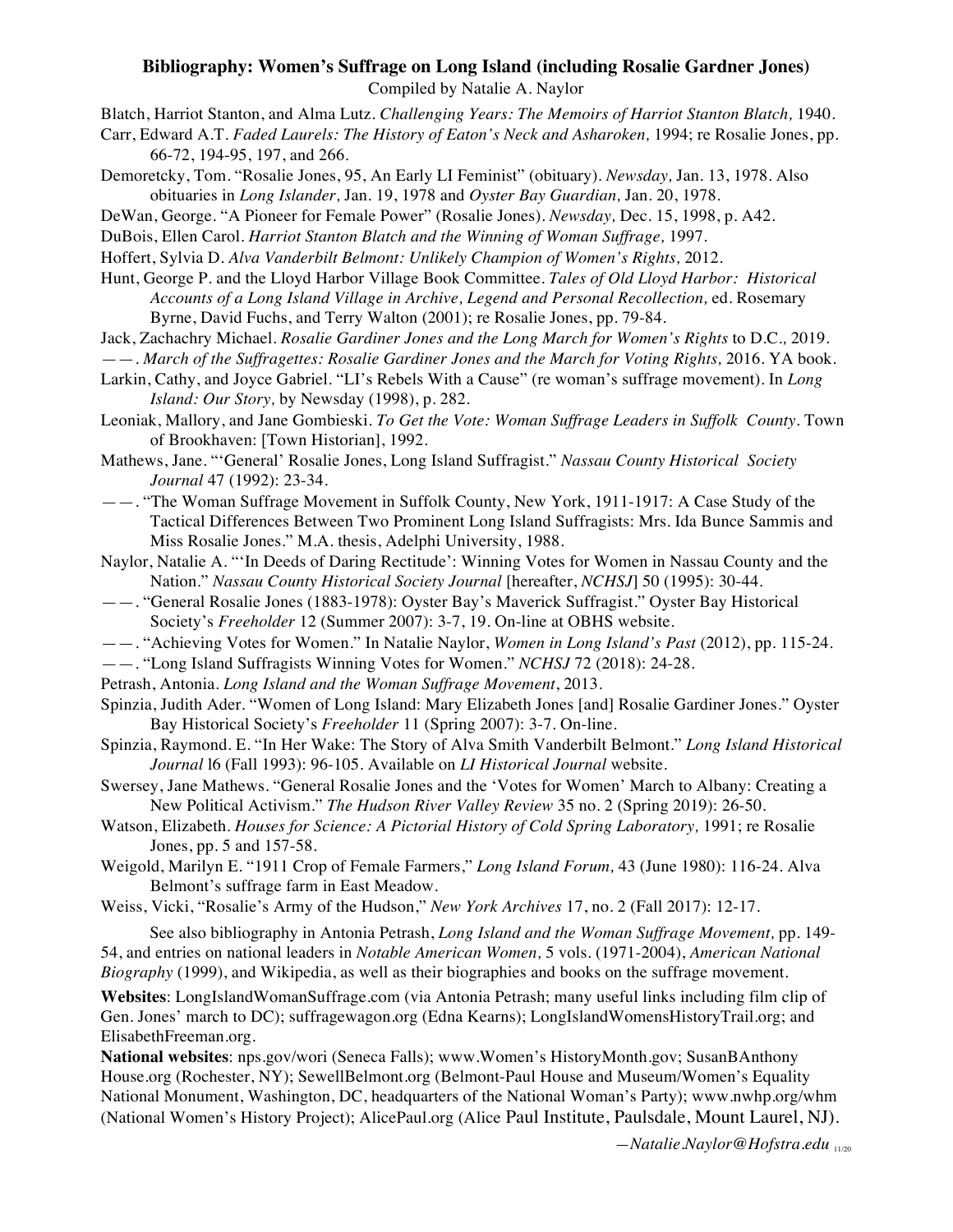**Bibliography: Women's Suffrage on Long Island (including Rosalie Gardner Jones)**

Compiled by Natalie A. Naylor

Blatch, Harriot Stanton, and Alma Lutz. *Challenging Years: The Memoirs of Harriot Stanton Blatch,* 1940.

Carr, Edward A.T. *Faded Laurels: The History of Eaton's Neck and Asharoken,* 1994; re Rosalie Jones, pp. 66-72, 194-95, 197, and 266.

Demoretcky, Tom. "Rosalie Jones, 95, An Early LI Feminist" (obituary). *Newsday,* Jan. 13, 1978. Also obituaries in *Long Islander,* Jan. 19, 1978 and *Oyster Bay Guardian,* Jan. 20, 1978.

DeWan, George. "A Pioneer for Female Power" (Rosalie Jones). *Newsday,* Dec. 15, 1998, p. A42.

DuBois, Ellen Carol. *Harriot Stanton Blatch and the Winning of Woman Suffrage,* 1997.

Hoffert, Sylvia D. *Alva Vanderbilt Belmont: Unlikely Champion of Women's Rights,* 2012.

Hunt, George P. and the Lloyd Harbor Village Book Committee. *Tales of Old Lloyd Harbor: Historical Accounts of a Long Island Village in Archive, Legend and Personal Recollection,* ed. Rosemary Byrne, David Fuchs, and Terry Walton (2001); re Rosalie Jones, pp. 79-84.

Jack, Zachachry Michael. *Rosalie Gardiner Jones and the Long March for Women's Rights* to D.C.*,* 2019.

——. *March of the Suffragettes: Rosalie Gardiner Jones and the March for Voting Rights,* 2016. YA book.

Larkin, Cathy, and Joyce Gabriel. "LI's Rebels With a Cause" (re woman's suffrage movement). In *Long Island: Our Story,* by Newsday (1998), p. 282.

Leoniak, Mallory, and Jane Gombieski. *To Get the Vote: Woman Suffrage Leaders in Suffolk County*. Town of Brookhaven: [Town Historian], 1992.

Mathews, Jane. "'General' Rosalie Jones, Long Island Suffragist." *Nassau County Historical Society Journal* 47 (1992): 23-34.

——. "The Woman Suffrage Movement in Suffolk County, New York, 1911-1917: A Case Study of the Tactical Differences Between Two Prominent Long Island Suffragists: Mrs. Ida Bunce Sammis and Miss Rosalie Jones." M.A. thesis, Adelphi University, 1988.

Naylor, Natalie A. "'In Deeds of Daring Rectitude': Winning Votes for Women in Nassau County and the Nation." *Nassau County Historical Society Journal* [hereafter, *NCHSJ*] 50 (1995): 30-44.

——. "General Rosalie Jones (1883-1978): Oyster Bay's Maverick Suffragist." Oyster Bay Historical Society's *Freeholder* 12 (Summer 2007): 3-7, 19. On-line at OBHS website.

——. "Achieving Votes for Women." In Natalie Naylor, *Women in Long Island's Past* (2012), pp. 115-24.

——. "Long Island Suffragists Winning Votes for Women." *NCHSJ* 72 (2018): 24-28.

Petrash, Antonia. *Long Island and the Woman Suffrage Movement*, 2013.

Spinzia, Judith Ader. "Women of Long Island: Mary Elizabeth Jones [and] Rosalie Gardiner Jones." Oyster Bay Historical Society's *Freeholder* 11 (Spring 2007): 3-7. On-line.

Spinzia, Raymond. E. "In Her Wake: The Story of Alva Smith Vanderbilt Belmont." *Long Island Historical Journal* l6 (Fall 1993): 96-105. Available on *LI Historical Journal* website.

Swersey, Jane Mathews. "General Rosalie Jones and the 'Votes for Women' March to Albany: Creating a New Political Activism." *The Hudson River Valley Review* 35 no. 2 (Spring 2019): 26-50.

Watson, Elizabeth. *Houses for Science: A Pictorial History of Cold Spring Laboratory,* 1991; re Rosalie Jones, pp. 5 and 157-58.

Weigold, Marilyn E. "1911 Crop of Female Farmers," *Long Island Forum,* 43 (June 1980): 116-24. Alva Belmont's suffrage farm in East Meadow.

Weiss, Vicki, "Rosalie's Army of the Hudson," *New York Archives* 17, no. 2 (Fall 2017): 12-17.

See also bibliography in Antonia Petrash, *Long Island and the Woman Suffrage Movement,* pp. 149-54, and entries on national leaders in *Notable American Women,* 5 vols. (1971-2004), *American National Biography* (1999), and Wikipedia, as well as their biographies and books on the suffrage movement.

**Websites**: LongIslandWomanSuffrage.com (via Antonia Petrash; many useful links including film clip of Gen. Jones' march to DC); suffragewagon.org (Edna Kearns); LongIslandWomensHistoryTrail.org; and ElisabethFreeman.org.

**National websites**: nps.gov/wori (Seneca Falls); www.Women's HistoryMonth.gov; SusanBAnthony House.org (Rochester, NY); SewellBelmont.org (Belmont-Paul House and Museum/Women's Equality National Monument, Washington, DC, headquarters of the National Woman's Party); www.nwhp.org/whm (National Women's History Project); AlicePaul.org (Alice Paul Institute, Paulsdale, Mount Laurel, NJ).

*—Natalie.Naylor@Hofstra.edu* 11/20